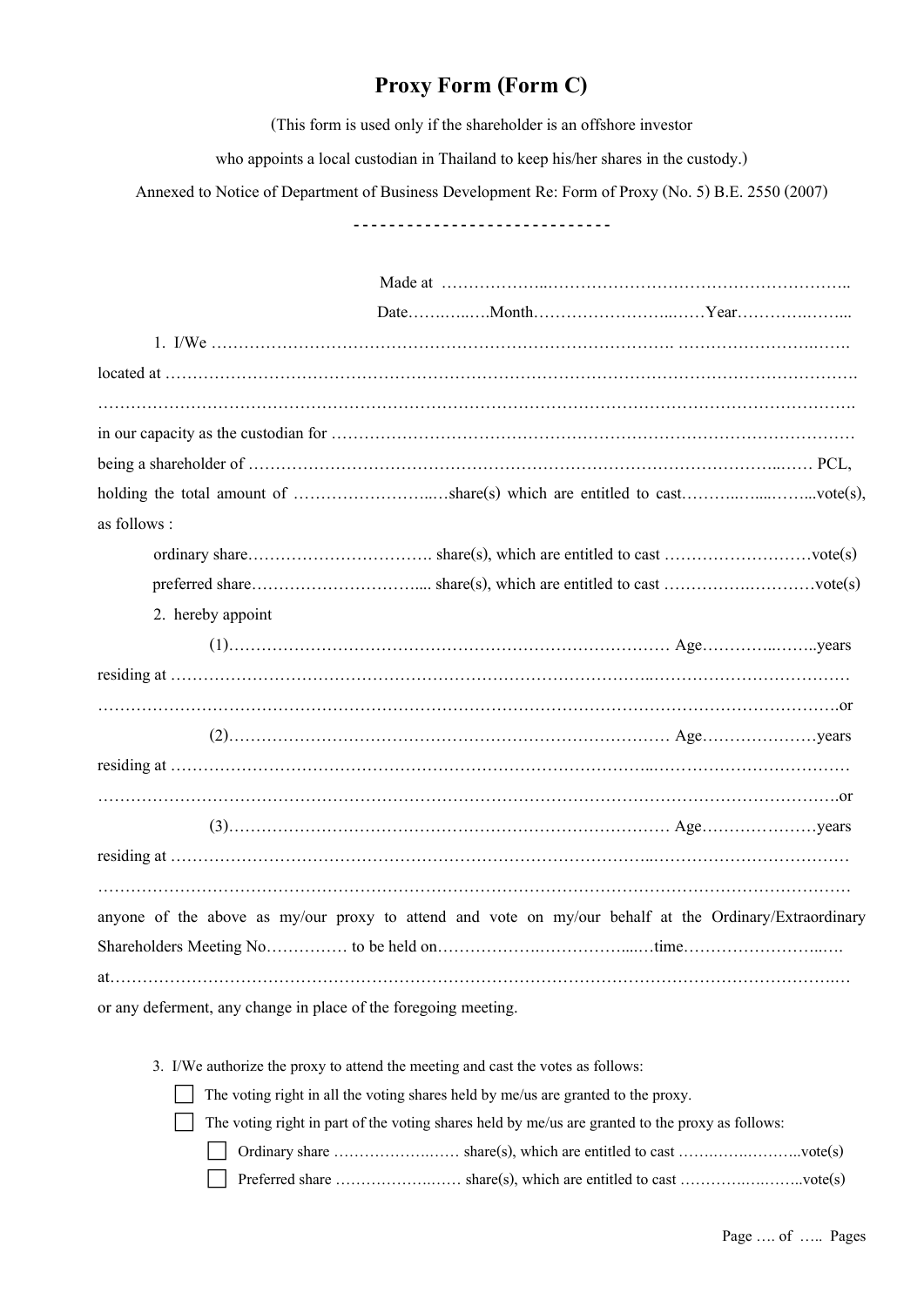# Proxy Form (Form C)

(This form is used only if the shareholder is an offshore investor

who appoints a local custodian in Thailand to keep his/her shares in the custody.)

Annexed to Notice of Department of Business Development Re: Form of Proxy (No. 5) B.E. 2550 (2007)

----------------------------

Made at ………………..………………………………………………..

Date……….…..Month……………………..……Year………….……...

1. I/We …………………………………………………………………………. ……………………….…….

located at ……………………………………………………………………………………………………………….

……………………………………………………………………………………………………………………….

in our capacity as the custodian for ………………………………………………………………………………….

being a shareholder of …………………………………………………………………………………..…… PCL,

holding the total amount of ……………………..…share(s) which are entitled to cast……….…....……...vote(s), as follows :

ordinary share……………………………. share(s), which are entitled to cast ………………………vote(s)

preferred share………………………….... share(s), which are entitled to cast ………….…………vote(s)

2. hereby appoint

(1)……………………………………………………………………… Age…………..……..years

residing at ……………………………………………………………………………..……………………………

……………………………………………………………………………………………………………………….or

(2)……………………………………………………………………… Age…………………years

residing at ……………………………………………………………………………..……………………………

……………………………………………………………………………………………………………………….or

(3)……………………………………………………………………… Age…………………years

residing at ……………………………………………………………………………..……………………………

……………………………………………………………………………………………………………………….

anyone of the above as my/our proxy to attend and vote on my/our behalf at the Ordinary/Extraordinary Shareholders Meeting No…………… to be held on……………….……………...…time……………………..….

at…………………………………………………………………………………………………………………..…

or any deferment, any change in place of the foregoing meeting.

3. I/We authorize the proxy to attend the meeting and cast the votes as follows:

- ☐ The voting right in all the voting shares held by me/us are granted to the proxy.
- ☐ The voting right in part of the voting shares held by me/us are granted to the proxy as follows:
  - ☐ Ordinary share ………………….…… share(s), which are entitled to cast …….…….………..vote(s)
  - ☐ Preferred share ………………….…… share(s), which are entitled to cast ………….….……..vote(s)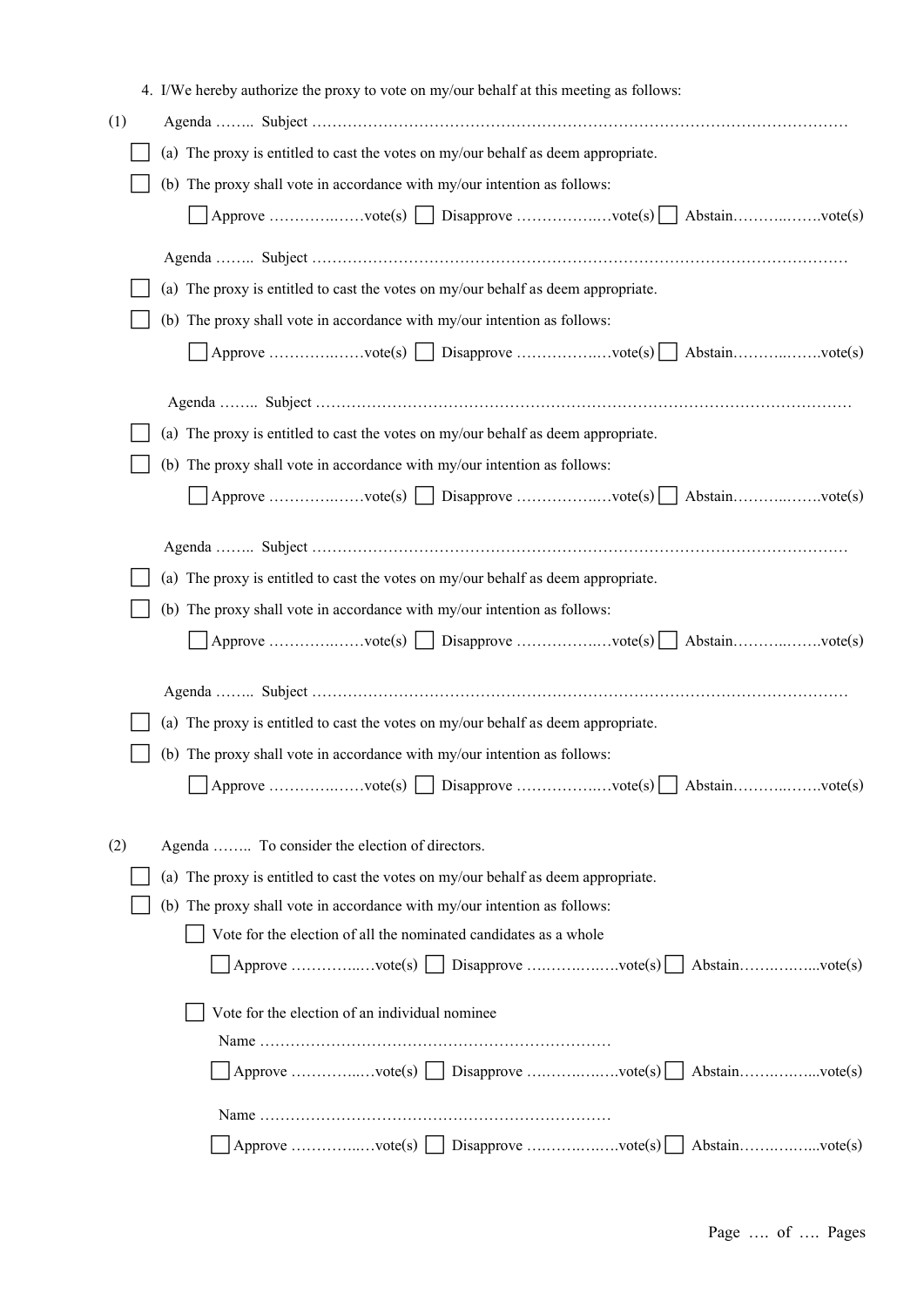4. I/We hereby authorize the proxy to vote on my/our behalf at this meeting as follows:

(1) Agenda …….. Subject ……………………………………………………………………………………………

☐ (a) The proxy is entitled to cast the votes on my/our behalf as deem appropriate.

☐ (b) The proxy shall vote in accordance with my/our intention as follows:

☐ Approve ……………vote(s) ☐ Disapprove ………………vote(s) ☐ Abstain……………vote(s)

Agenda …….. Subject ……………………………………………………………………………………………

☐ (a) The proxy is entitled to cast the votes on my/our behalf as deem appropriate.

☐ (b) The proxy shall vote in accordance with my/our intention as follows:

☐ Approve ……………vote(s) ☐ Disapprove ………………vote(s) ☐ Abstain……………vote(s)

Agenda …….. Subject ……………………………………………………………………………………………

☐ (a) The proxy is entitled to cast the votes on my/our behalf as deem appropriate.

☐ (b) The proxy shall vote in accordance with my/our intention as follows:

☐ Approve ……………vote(s) ☐ Disapprove ………………vote(s) ☐ Abstain……………vote(s)

Agenda …….. Subject ……………………………………………………………………………………………

☐ (a) The proxy is entitled to cast the votes on my/our behalf as deem appropriate.

☐ (b) The proxy shall vote in accordance with my/our intention as follows:

☐ Approve ……………vote(s) ☐ Disapprove ………………vote(s) ☐ Abstain……………vote(s)

Agenda …….. Subject ……………………………………………………………………………………………

☐ (a) The proxy is entitled to cast the votes on my/our behalf as deem appropriate.

☐ (b) The proxy shall vote in accordance with my/our intention as follows:

☐ Approve ……………vote(s) ☐ Disapprove ………………vote(s) ☐ Abstain……………vote(s)

(2) Agenda …….. To consider the election of directors.

☐ (a) The proxy is entitled to cast the votes on my/our behalf as deem appropriate.

☐ (b) The proxy shall vote in accordance with my/our intention as follows:

☐ Vote for the election of all the nominated candidates as a whole

☐ Approve ……………vote(s) ☐ Disapprove ………………vote(s) ☐ Abstain……………vote(s)

☐ Vote for the election of an individual nominee

Name ………………………………………………………………

☐ Approve ……………vote(s) ☐ Disapprove ………………vote(s) ☐ Abstain……………vote(s)

Name ………………………………………………………………

☐ Approve ……………vote(s) ☐ Disapprove ………………vote(s) ☐ Abstain……………vote(s)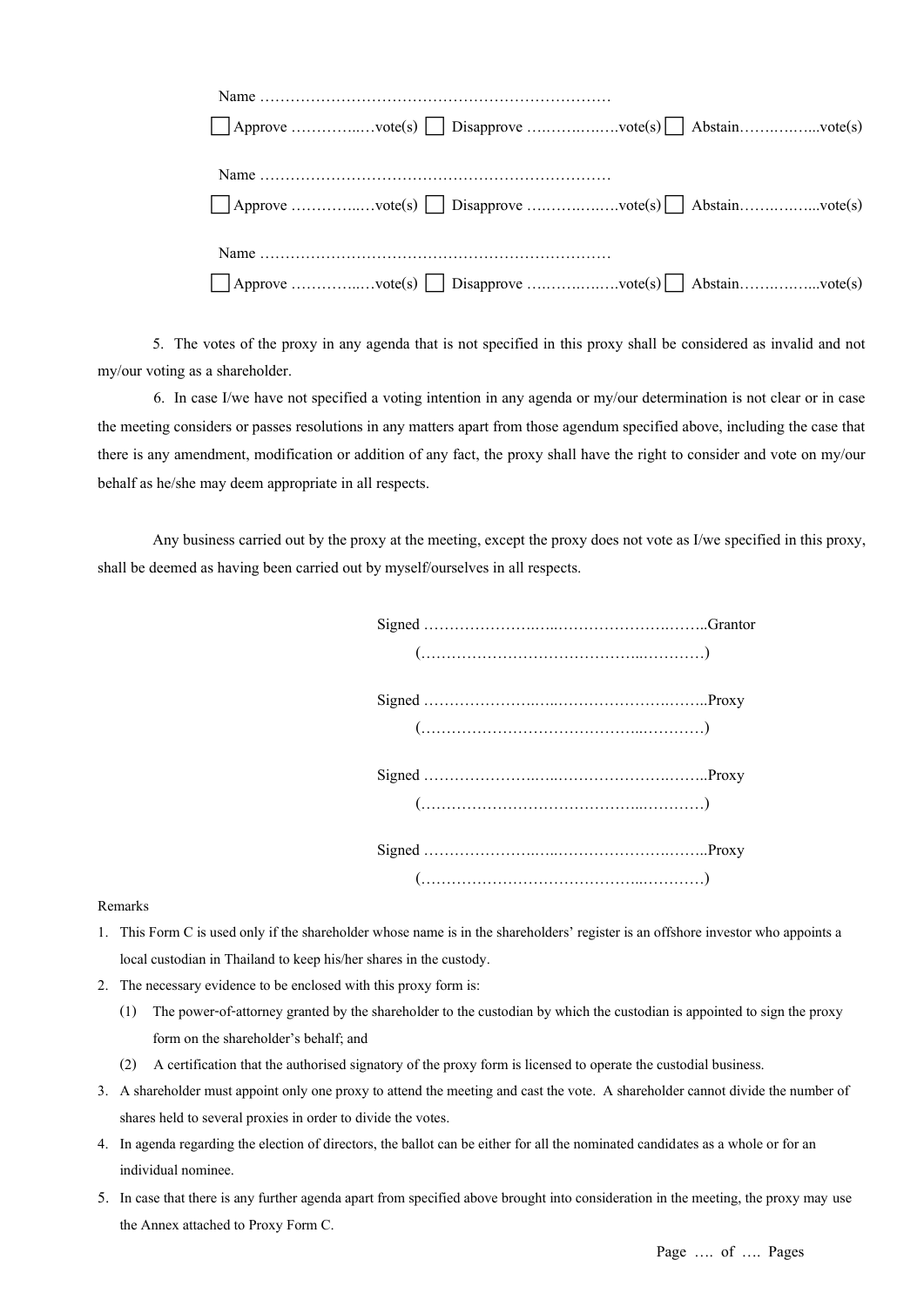Name ……………………………………………………………

☐ Approve …………..…vote(s) ☐ Disapprove ….……….….…vote(s) ☐ Abstain…….….…....vote(s)

Name ……………………………………………………………

☐ Approve …………..…vote(s) ☐ Disapprove ….……….….…vote(s) ☐ Abstain…….….…....vote(s)

Name ……………………………………………………………

☐ Approve …………..…vote(s) ☐ Disapprove ….……….….…vote(s) ☐ Abstain…….….…....vote(s)

5. The votes of the proxy in any agenda that is not specified in this proxy shall be considered as invalid and not my/our voting as a shareholder.

6. In case I/we have not specified a voting intention in any agenda or my/our determination is not clear or in case the meeting considers or passes resolutions in any matters apart from those agendum specified above, including the case that there is any amendment, modification or addition of any fact, the proxy shall have the right to consider and vote on my/our behalf as he/she may deem appropriate in all respects.

Any business carried out by the proxy at the meeting, except the proxy does not vote as I/we specified in this proxy, shall be deemed as having been carried out by myself/ourselves in all respects.

Signed ………………….….……………………..……..Grantor

(…………………………………….....………)

Signed ………………….….……………………..……..Proxy

(…………………………………….....………)

Signed ………………….….……………………..……..Proxy

(…………………………………….....………)

Signed ………………….….……………………..……..Proxy

(…………………………………….....………)

Remarks

1. This Form C is used only if the shareholder whose name is in the shareholders' register is an offshore investor who appoints a local custodian in Thailand to keep his/her shares in the custody.
2. The necessary evidence to be enclosed with this proxy form is:
   (1) The power-of-attorney granted by the shareholder to the custodian by which the custodian is appointed to sign the proxy form on the shareholder's behalf; and
   (2) A certification that the authorised signatory of the proxy form is licensed to operate the custodial business.
3. A shareholder must appoint only one proxy to attend the meeting and cast the vote. A shareholder cannot divide the number of shares held to several proxies in order to divide the votes.
4. In agenda regarding the election of directors, the ballot can be either for all the nominated candidates as a whole or for an individual nominee.
5. In case that there is any further agenda apart from specified above brought into consideration in the meeting, the proxy may use the Annex attached to Proxy Form C.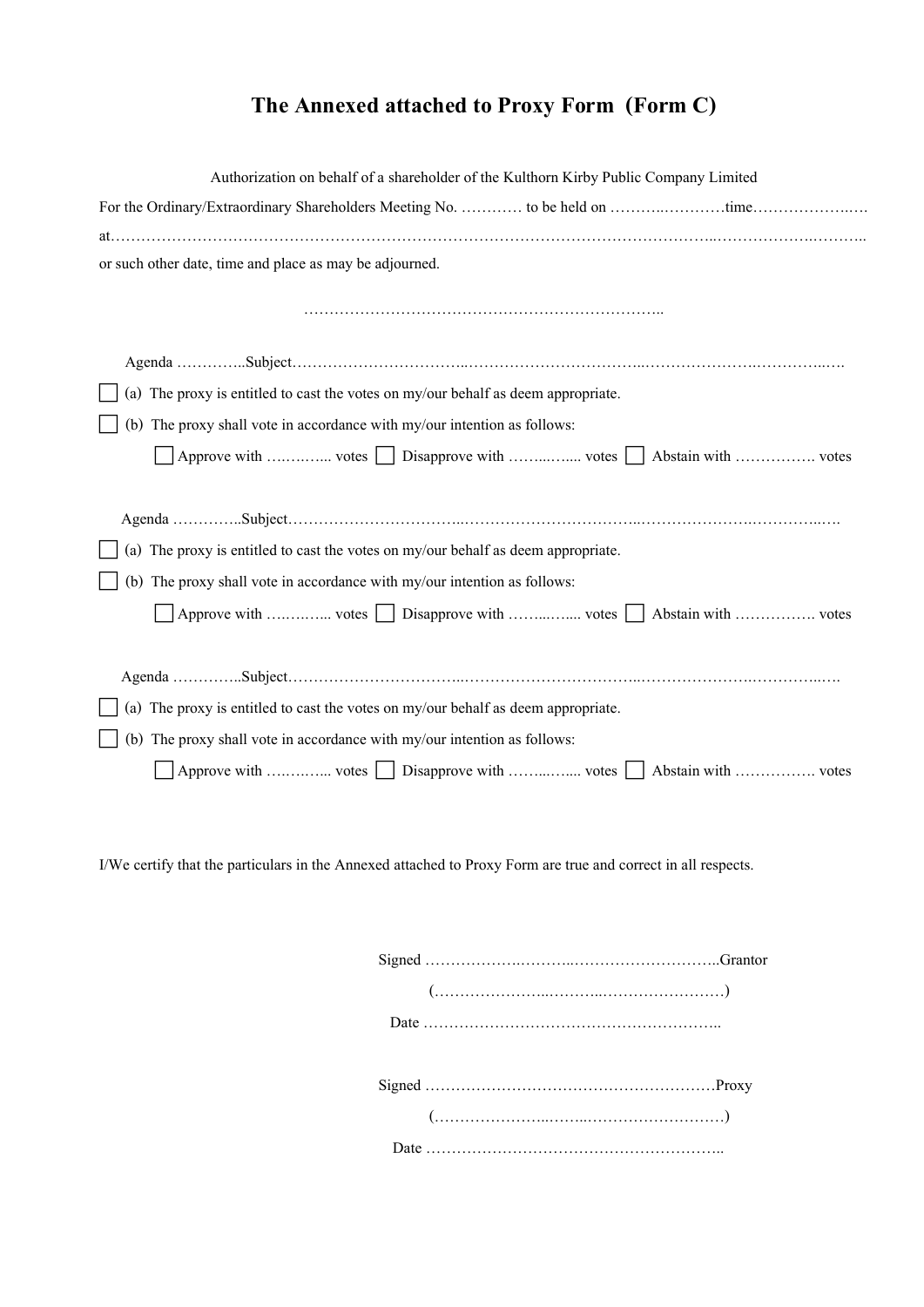# The Annexed attached to Proxy Form (Form C)

Authorization on behalf of a shareholder of the Kulthorn Kirby Public Company Limited

For the Ordinary/Extraordinary Shareholders Meeting No. ………… to be held on ………..…………time………………..…. at…………………………………………………………………………………………………...……………….……….. or such other date, time and place as may be adjourned.

……………………………………………………………..

Agenda …………..Subject……………………………...……………………………...………………….…………..….

☐ (a) The proxy is entitled to cast the votes on my/our behalf as deem appropriate.

☐ (b) The proxy shall vote in accordance with my/our intention as follows:

☐ Approve with ….….….... votes ☐ Disapprove with ……...…..... votes ☐ Abstain with ……………. votes

Agenda …………..Subject……………………………...……………………………...………………….…………..….

☐ (a) The proxy is entitled to cast the votes on my/our behalf as deem appropriate.

☐ (b) The proxy shall vote in accordance with my/our intention as follows:

☐ Approve with ….….….... votes ☐ Disapprove with ……...…..... votes ☐ Abstain with ……………. votes

Agenda …………..Subject……………………………...……………………………...………………….…………..….

☐ (a) The proxy is entitled to cast the votes on my/our behalf as deem appropriate.

☐ (b) The proxy shall vote in accordance with my/our intention as follows:

☐ Approve with ….….….... votes ☐ Disapprove with ……...…..... votes ☐ Abstain with ……………. votes

I/We certify that the particulars in the Annexed attached to Proxy Form are true and correct in all respects.

Signed ……………….………..………………………..Grantor

(…………………...………..……………………)

Date …………………………………………………..

Signed …………………………………………………Proxy

(…………………...……..………………………)

Date …………………………………………………..